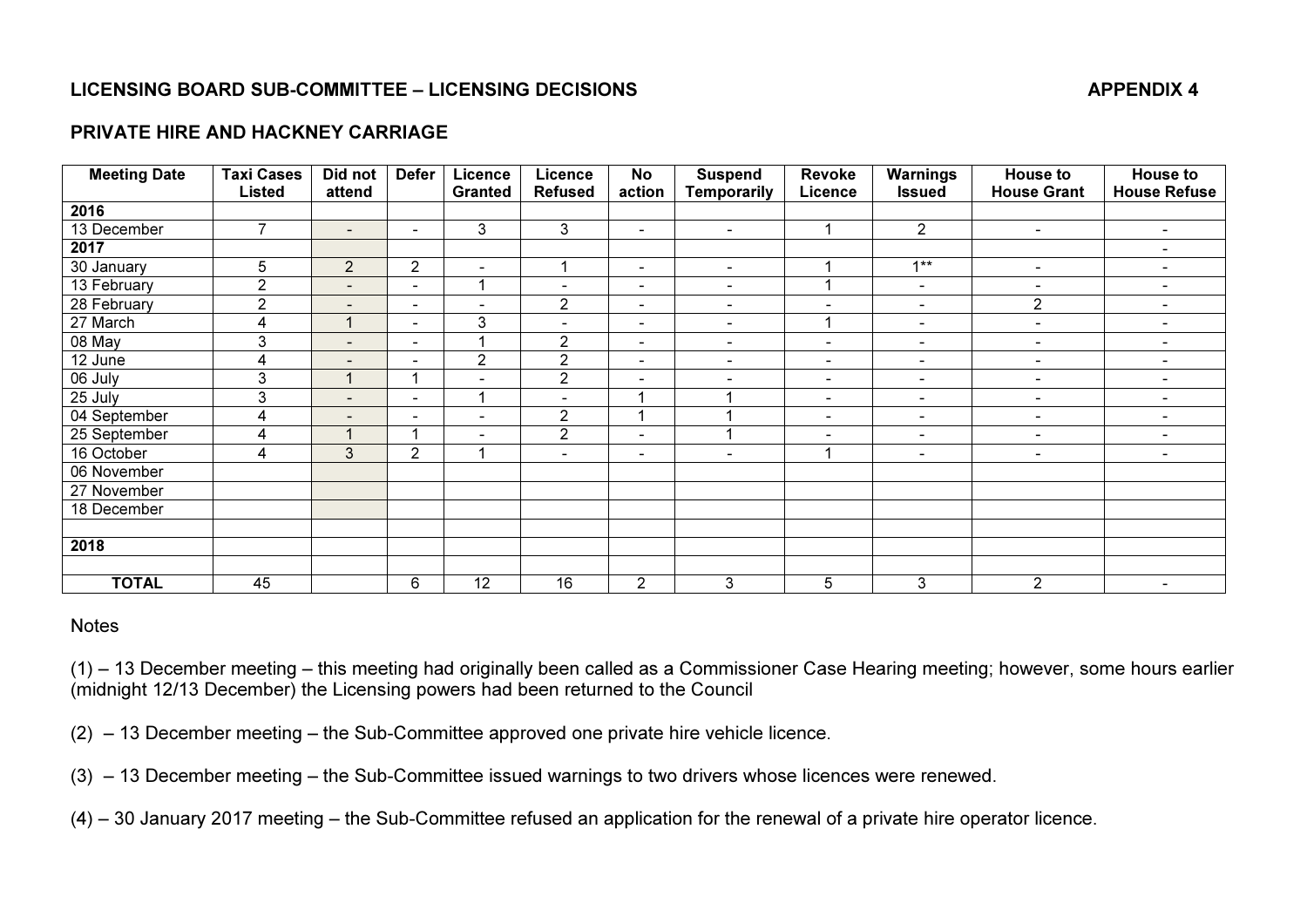**LICENSING BOARD SUB-COMMITTEE – LICENSING DECISIONS** **APPENDIX 4**

**PRIVATE HIRE AND HACKNEY CARRIAGE**

| Meeting Date | Taxi Cases Listed | Did not attend | Defer | Licence Granted | Licence Refused | No action | Suspend Temporarily | Revoke Licence | Warnings Issued | House to House Grant | House to House Refuse |
|---|---|---|---|---|---|---|---|---|---|---|---|
| **2016** | | | | | | | | | | | |
| 13 December | 7 | - | - | 3 | 3 | - | - | 1 | 2 | - | - |
| **2017** | | | | | | | | | | | - |
| 30 January | 5 | 2 | 2 | - | 1 | - | - | 1 | 1** | - | - |
| 13 February | 2 | - | - | 1 | - | - | - | 1 | - | - | - |
| 28 February | 2 | - | - | - | 2 | - | - | - | - | 2 | - |
| 27 March | 4 | 1 | - | 3 | - | - | - | 1 | - | - | - |
| 08 May | 3 | - | - | 1 | 2 | - | - | - | - | - | - |
| 12 June | 4 | - | - | 2 | 2 | - | - | - | - | - | - |
| 06 July | 3 | 1 | 1 | - | 2 | - | - | - | - | - | - |
| 25 July | 3 | - | - | 1 | - | 1 | 1 | - | - | - | - |
| 04 September | 4 | - | - | - | 2 | 1 | 1 | - | - | - | - |
| 25 September | 4 | 1 | 1 | - | 2 | - | 1 | - | - | - | - |
| 16 October | 4 | 3 | 2 | 1 | - | - | - | 1 | - | - | - |
| 06 November | | | | | | | | | | | |
| 27 November | | | | | | | | | | | |
| 18 December | | | | | | | | | | | |
| | | | | | | | | | | | |
| **2018** | | | | | | | | | | | |
| | | | | | | | | | | | |
| **TOTAL** | 45 | | 6 | 12 | 16 | 2 | 3 | 5 | 3 | 2 | - |

Notes

(1) – 13 December meeting – this meeting had originally been called as a Commissioner Case Hearing meeting; however, some hours earlier (midnight 12/13 December) the Licensing powers had been returned to the Council

(2) – 13 December meeting – the Sub-Committee approved one private hire vehicle licence.

(3) – 13 December meeting – the Sub-Committee issued warnings to two drivers whose licences were renewed.

(4) – 30 January 2017 meeting – the Sub-Committee refused an application for the renewal of a private hire operator licence.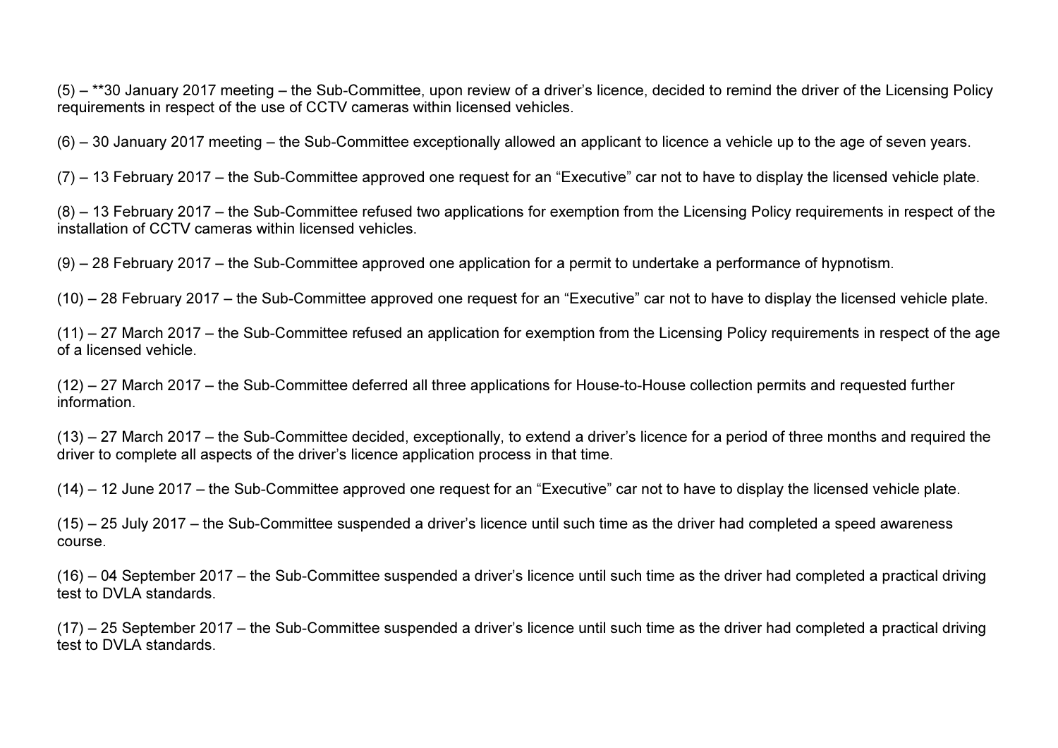(5) – **30 January 2017 meeting – the Sub-Committee, upon review of a driver's licence, decided to remind the driver of the Licensing Policy requirements in respect of the use of CCTV cameras within licensed vehicles.

(6) – 30 January 2017 meeting – the Sub-Committee exceptionally allowed an applicant to licence a vehicle up to the age of seven years.

(7) – 13 February 2017 – the Sub-Committee approved one request for an "Executive" car not to have to display the licensed vehicle plate.

(8) – 13 February 2017 – the Sub-Committee refused two applications for exemption from the Licensing Policy requirements in respect of the installation of CCTV cameras within licensed vehicles.

(9) – 28 February 2017 – the Sub-Committee approved one application for a permit to undertake a performance of hypnotism.

(10) – 28 February 2017 – the Sub-Committee approved one request for an "Executive" car not to have to display the licensed vehicle plate.

(11) – 27 March 2017 – the Sub-Committee refused an application for exemption from the Licensing Policy requirements in respect of the age of a licensed vehicle.

(12) – 27 March 2017 – the Sub-Committee deferred all three applications for House-to-House collection permits and requested further information.

(13) – 27 March 2017 – the Sub-Committee decided, exceptionally, to extend a driver's licence for a period of three months and required the driver to complete all aspects of the driver's licence application process in that time.

(14) – 12 June 2017 – the Sub-Committee approved one request for an "Executive" car not to have to display the licensed vehicle plate.

(15) – 25 July 2017 – the Sub-Committee suspended a driver's licence until such time as the driver had completed a speed awareness course.

(16) – 04 September 2017 – the Sub-Committee suspended a driver's licence until such time as the driver had completed a practical driving test to DVLA standards.

(17) – 25 September 2017 – the Sub-Committee suspended a driver's licence until such time as the driver had completed a practical driving test to DVLA standards.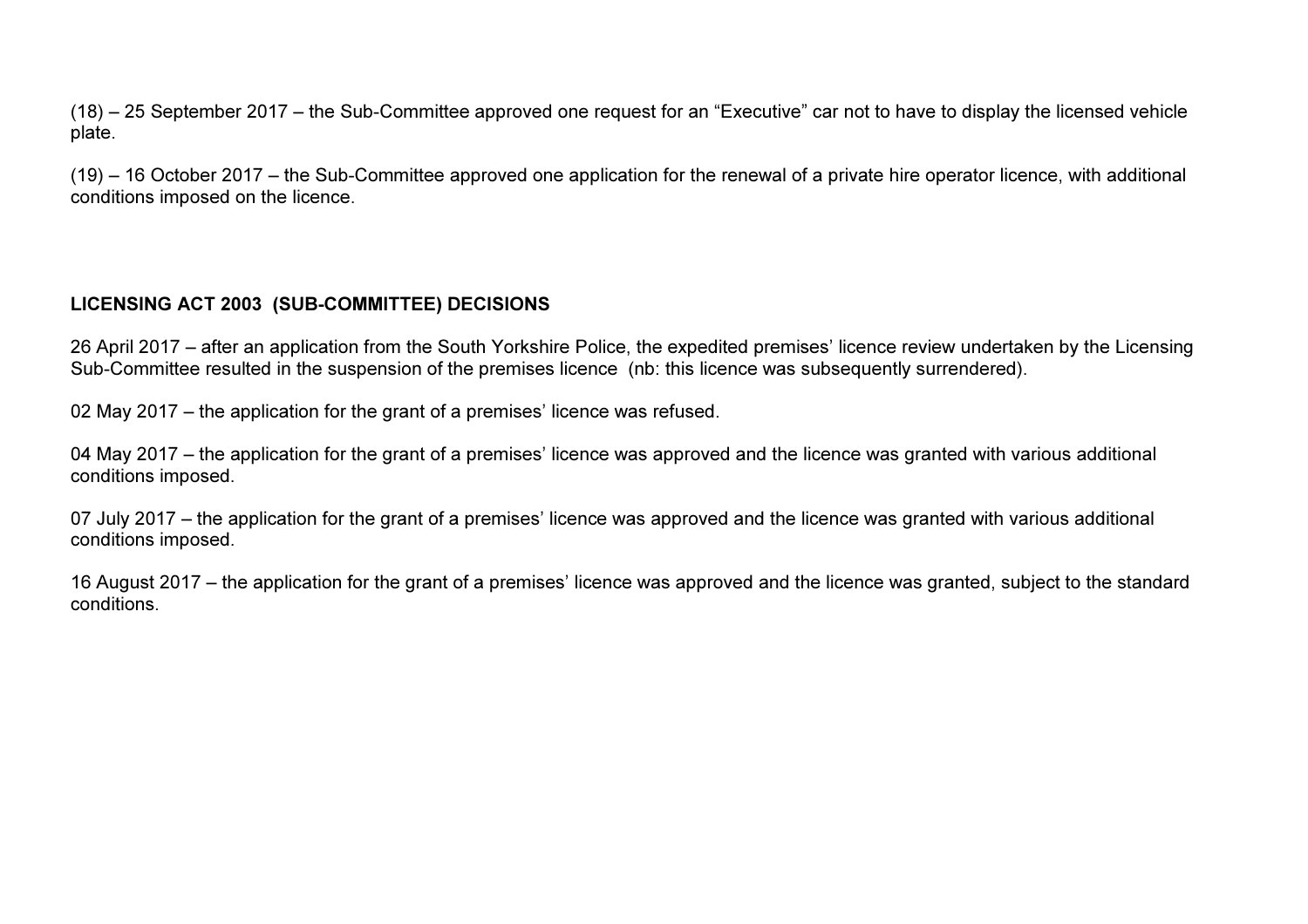(18) – 25 September 2017 – the Sub-Committee approved one request for an “Executive” car not to have to display the licensed vehicle plate.

(19) – 16 October 2017 – the Sub-Committee approved one application for the renewal of a private hire operator licence, with additional conditions imposed on the licence.

**LICENSING ACT 2003 (SUB-COMMITTEE) DECISIONS**

26 April 2017 – after an application from the South Yorkshire Police, the expedited premises’ licence review undertaken by the Licensing Sub-Committee resulted in the suspension of the premises licence (nb: this licence was subsequently surrendered).

02 May 2017 – the application for the grant of a premises’ licence was refused.

04 May 2017 – the application for the grant of a premises’ licence was approved and the licence was granted with various additional conditions imposed.

07 July 2017 – the application for the grant of a premises’ licence was approved and the licence was granted with various additional conditions imposed.

16 August 2017 – the application for the grant of a premises’ licence was approved and the licence was granted, subject to the standard conditions.